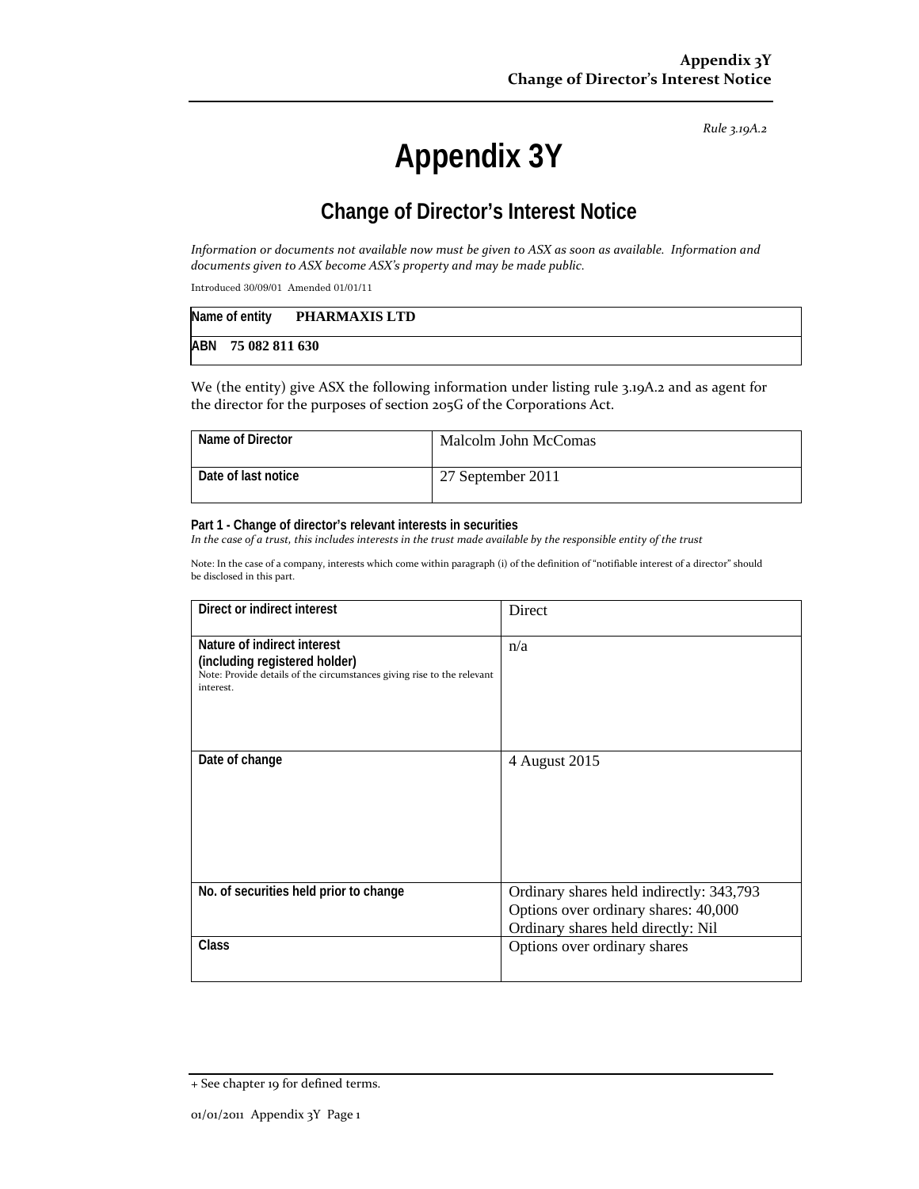*Rule 3.19A.2*

# Appendix 3Y

## Change of Director's Interest Notice

*Information or documents not available now must be given to ASX as soon as available. Information and documents given to ASX become ASX's property and may be made public.*

Introduced 30/09/01 Amended 01/01/11

| Name of entity | PHARMAXIS LTD |
|---|---|
| ABN | 75 082 811 630 |

We (the entity) give ASX the following information under listing rule 3.19A.2 and as agent for the director for the purposes of section 205G of the Corporations Act.

| Name of Director | Malcolm John McComas |
|---|---|
| Date of last notice | 27 September 2011 |

**Part 1 - Change of director's relevant interests in securities**
*In the case of a trust, this includes interests in the trust made available by the responsible entity of the trust*

Note: In the case of a company, interests which come within paragraph (i) of the definition of "notifiable interest of a director" should be disclosed in this part.

| Direct or indirect interest | Direct |
|---|---|
| **Nature of indirect interest (including registered holder)**<br>Note: Provide details of the circumstances giving rise to the relevant interest. | n/a |
| **Date of change** | 4 August 2015 |
| **No. of securities held prior to change** | Ordinary shares held indirectly: 343,793<br>Options over ordinary shares: 40,000<br>Ordinary shares held directly: Nil |
| **Class** | Options over ordinary shares |

+ See chapter 19 for defined terms.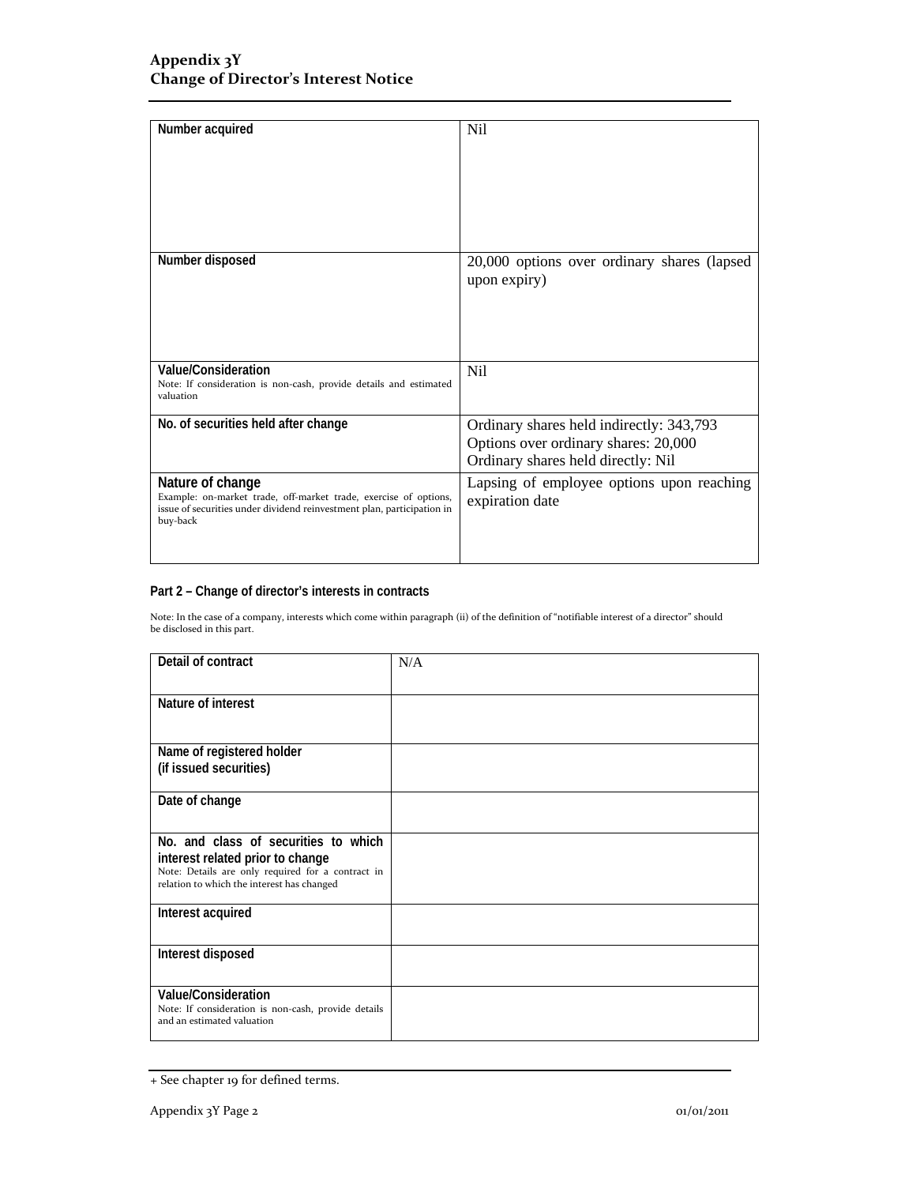| | |
|---|---|
| **Number acquired** | Nil |
| **Number disposed** | 20,000 options over ordinary shares (lapsed upon expiry) |
| **Value/Consideration**<br>Note: If consideration is non-cash, provide details and estimated valuation | Nil |
| **No. of securities held after change** | Ordinary shares held indirectly: 343,793<br>Options over ordinary shares: 20,000<br>Ordinary shares held directly: Nil |
| **Nature of change**<br>Example: on-market trade, off-market trade, exercise of options, issue of securities under dividend reinvestment plan, participation in buy-back | Lapsing of employee options upon reaching expiration date |

## Part 2 – Change of director's interests in contracts

Note: In the case of a company, interests which come within paragraph (ii) of the definition of "notifiable interest of a director" should be disclosed in this part.

| | |
|---|---|
| **Detail of contract** | N/A |
| **Nature of interest** | |
| **Name of registered holder (if issued securities)** | |
| **Date of change** | |
| **No. and class of securities to which interest related prior to change**<br>Note: Details are only required for a contract in relation to which the interest has changed | |
| **Interest acquired** | |
| **Interest disposed** | |
| **Value/Consideration**<br>Note: If consideration is non-cash, provide details and an estimated valuation | |

+ See chapter 19 for defined terms.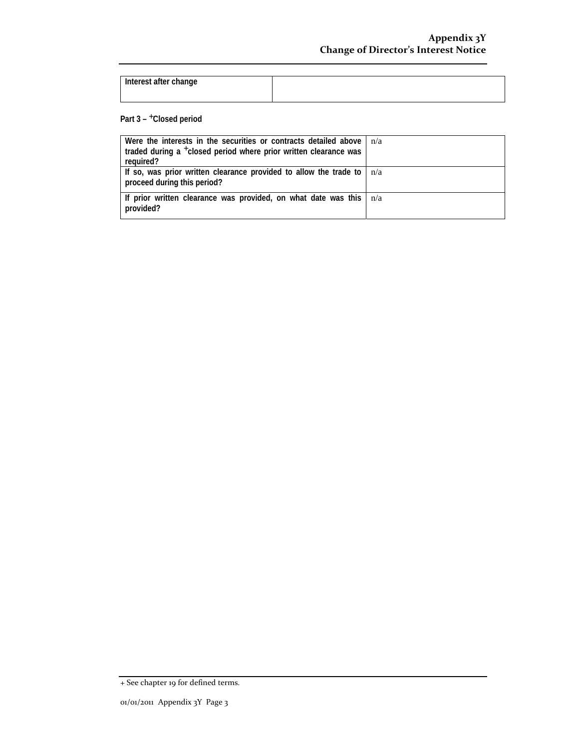| | |
|---|---|
| Interest after change | |

**Part 3 – +Closed period**

| | |
|---|---|
| Were the interests in the securities or contracts detailed above traded during a +closed period where prior written clearance was required? | n/a |
| If so, was prior written clearance provided to allow the trade to proceed during this period? | n/a |
| If prior written clearance was provided, on what date was this provided? | n/a |

+ See chapter 19 for defined terms.